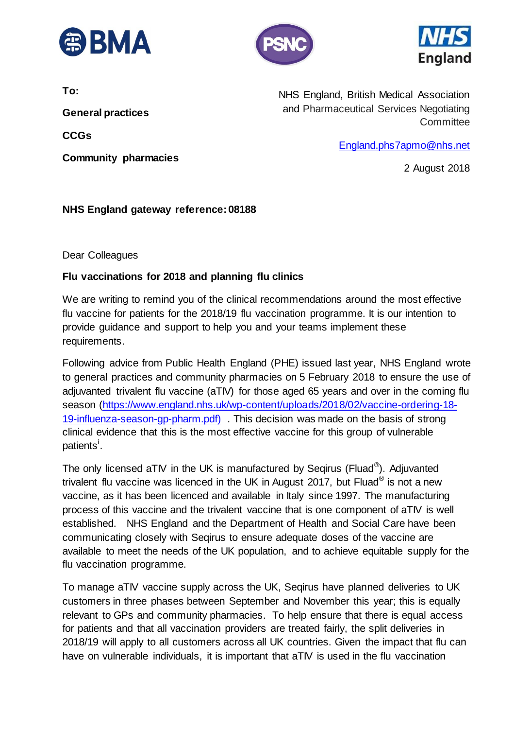**To:**

**General practices**

**CCGs**

**Community pharmacies**

NHS England, British Medical Association and Pharmaceutical Services Negotiating Committee

England.phs7apmo@nhs.net

2 August 2018

**NHS England gateway reference: 08188**

Dear Colleagues

**Flu vaccinations for 2018 and planning flu clinics**

We are writing to remind you of the clinical recommendations around the most effective flu vaccine for patients for the 2018/19 flu vaccination programme. It is our intention to provide guidance and support to help you and your teams implement these requirements.

Following advice from Public Health England (PHE) issued last year, NHS England wrote to general practices and community pharmacies on 5 February 2018 to ensure the use of adjuvanted trivalent flu vaccine (aTIV) for those aged 65 years and over in the coming flu season (https://www.england.nhs.uk/wp-content/uploads/2018/02/vaccine-ordering-18-19-influenza-season-gp-pharm.pdf) . This decision was made on the basis of strong clinical evidence that this is the most effective vaccine for this group of vulnerable patients[i].

The only licensed aTIV in the UK is manufactured by Seqirus (Fluad®). Adjuvanted trivalent flu vaccine was licenced in the UK in August 2017, but Fluad® is not a new vaccine, as it has been licenced and available in Italy since 1997. The manufacturing process of this vaccine and the trivalent vaccine that is one component of aTIV is well established. NHS England and the Department of Health and Social Care have been communicating closely with Seqirus to ensure adequate doses of the vaccine are available to meet the needs of the UK population, and to achieve equitable supply for the flu vaccination programme.

To manage aTIV vaccine supply across the UK, Seqirus have planned deliveries to UK customers in three phases between September and November this year; this is equally relevant to GPs and community pharmacies. To help ensure that there is equal access for patients and that all vaccination providers are treated fairly, the split deliveries in 2018/19 will apply to all customers across all UK countries. Given the impact that flu can have on vulnerable individuals, it is important that aTIV is used in the flu vaccination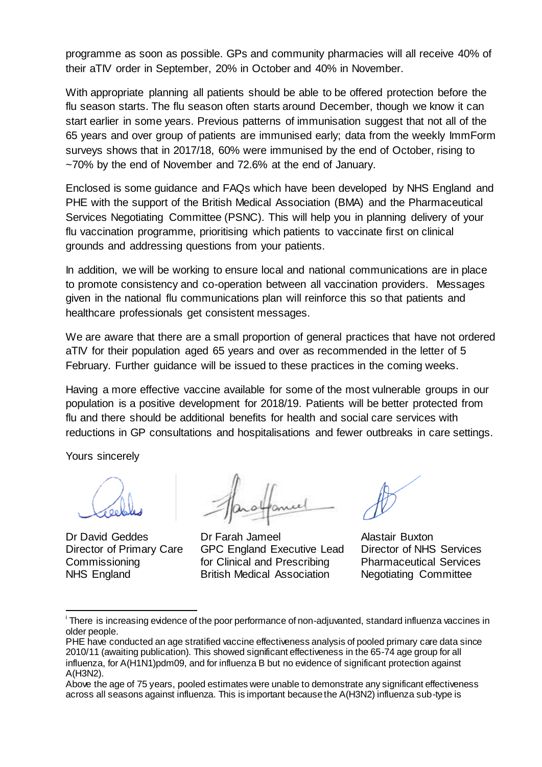programme as soon as possible. GPs and community pharmacies will all receive 40% of their aTIV order in September, 20% in October and 40% in November.

With appropriate planning all patients should be able to be offered protection before the flu season starts. The flu season often starts around December, though we know it can start earlier in some years. Previous patterns of immunisation suggest that not all of the 65 years and over group of patients are immunised early; data from the weekly ImmForm surveys shows that in 2017/18, 60% were immunised by the end of October, rising to ~70% by the end of November and 72.6% at the end of January.

Enclosed is some guidance and FAQs which have been developed by NHS England and PHE with the support of the British Medical Association (BMA) and the Pharmaceutical Services Negotiating Committee (PSNC). This will help you in planning delivery of your flu vaccination programme, prioritising which patients to vaccinate first on clinical grounds and addressing questions from your patients.

In addition, we will be working to ensure local and national communications are in place to promote consistency and co-operation between all vaccination providers. Messages given in the national flu communications plan will reinforce this so that patients and healthcare professionals get consistent messages.

We are aware that there are a small proportion of general practices that have not ordered aTIV for their population aged 65 years and over as recommended in the letter of 5 February. Further guidance will be issued to these practices in the coming weeks.

Having a more effective vaccine available for some of the most vulnerable groups in our population is a positive development for 2018/19. Patients will be better protected from flu and there should be additional benefits for health and social care services with reductions in GP consultations and hospitalisations and fewer outbreaks in care settings.

Yours sincerely

Dr David Geddes
Director of Primary Care Commissioning
NHS England

Dr Farah Jameel
GPC England Executive Lead for Clinical and Prescribing
British Medical Association

Alastair Buxton
Director of NHS Services
Pharmaceutical Services Negotiating Committee

---

[i] There is increasing evidence of the poor performance of non-adjuvanted, standard influenza vaccines in older people.
PHE have conducted an age stratified vaccine effectiveness analysis of pooled primary care data since 2010/11 (awaiting publication). This showed significant effectiveness in the 65-74 age group for all influenza, for A(H1N1)pdm09, and for influenza B but no evidence of significant protection against A(H3N2).
Above the age of 75 years, pooled estimates were unable to demonstrate any significant effectiveness across all seasons against influenza. This is important because the A(H3N2) influenza sub-type is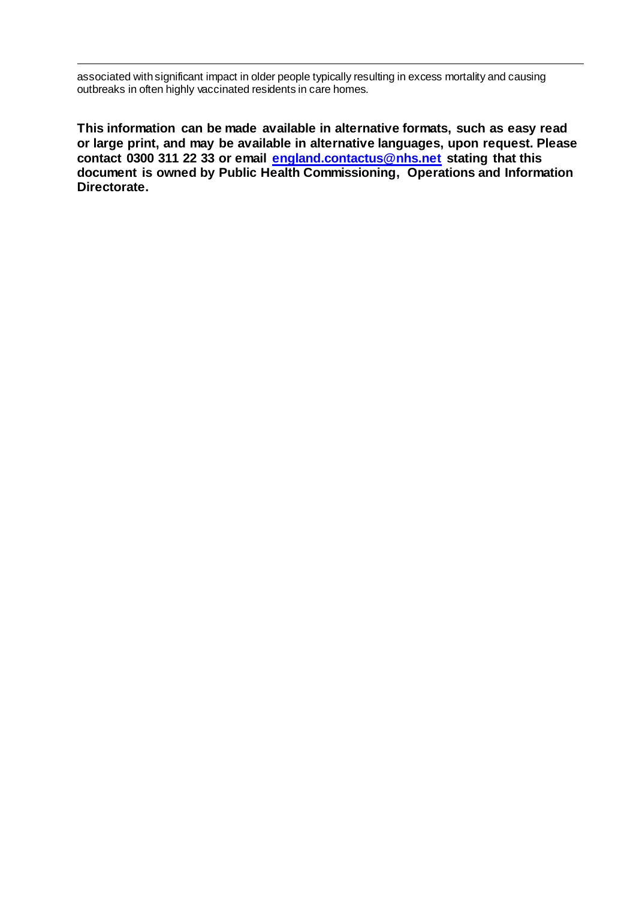associated with significant impact in older people typically resulting in excess mortality and causing outbreaks in often highly vaccinated residents in care homes.

**This information can be made available in alternative formats, such as easy read or large print, and may be available in alternative languages, upon request. Please contact 0300 311 22 33 or email [england.contactus@nhs.net](mailto:england.contactus@nhs.net) stating that this document is owned by Public Health Commissioning, Operations and Information Directorate.**